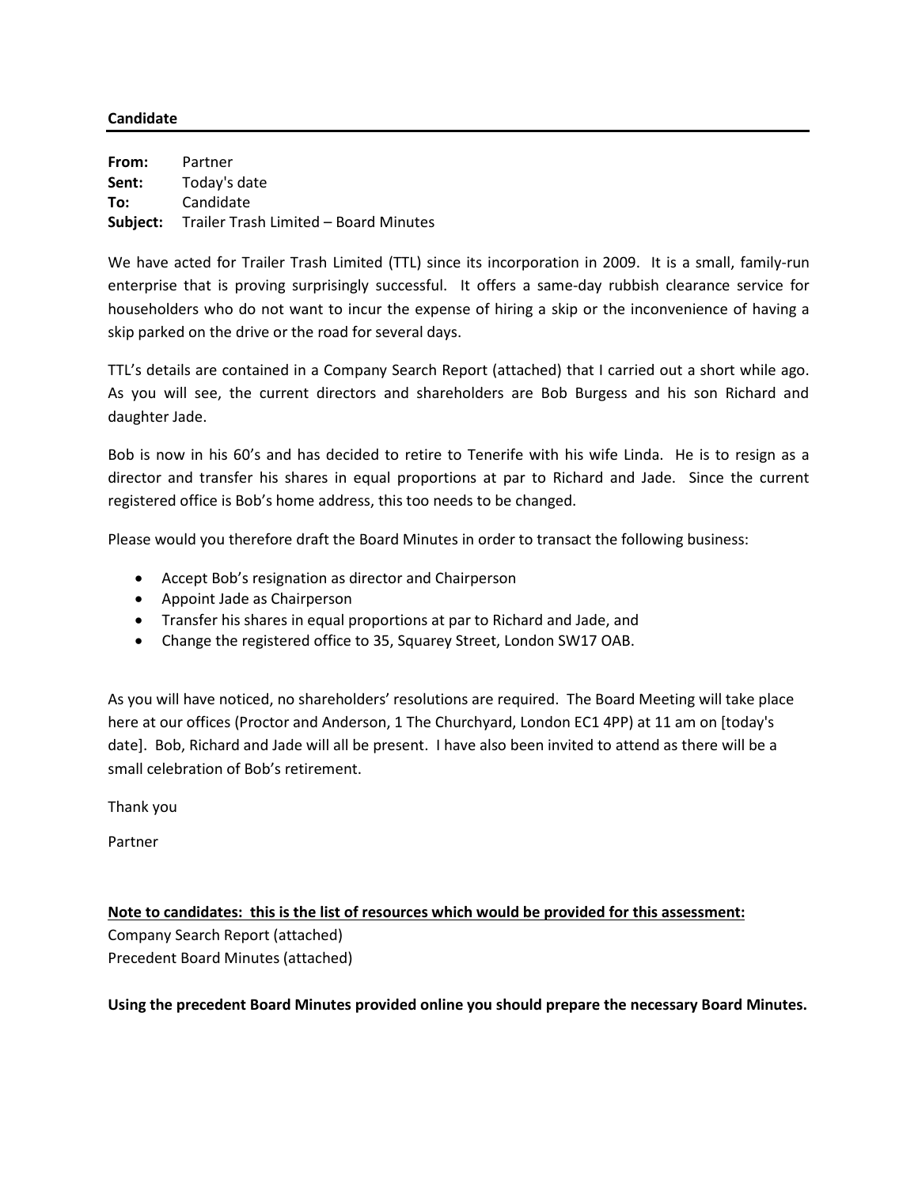**Candidate**

---

**From:** Partner
**Sent:** Today's date
**To:** Candidate
**Subject:** Trailer Trash Limited – Board Minutes

We have acted for Trailer Trash Limited (TTL) since its incorporation in 2009. It is a small, family-run enterprise that is proving surprisingly successful. It offers a same-day rubbish clearance service for householders who do not want to incur the expense of hiring a skip or the inconvenience of having a skip parked on the drive or the road for several days.

TTL's details are contained in a Company Search Report (attached) that I carried out a short while ago. As you will see, the current directors and shareholders are Bob Burgess and his son Richard and daughter Jade.

Bob is now in his 60's and has decided to retire to Tenerife with his wife Linda. He is to resign as a director and transfer his shares in equal proportions at par to Richard and Jade. Since the current registered office is Bob's home address, this too needs to be changed.

Please would you therefore draft the Board Minutes in order to transact the following business:

- Accept Bob's resignation as director and Chairperson
- Appoint Jade as Chairperson
- Transfer his shares in equal proportions at par to Richard and Jade, and
- Change the registered office to 35, Squarey Street, London SW17 OAB.

As you will have noticed, no shareholders' resolutions are required. The Board Meeting will take place here at our offices (Proctor and Anderson, 1 The Churchyard, London EC1 4PP) at 11 am on [today's date]. Bob, Richard and Jade will all be present. I have also been invited to attend as there will be a small celebration of Bob's retirement.

Thank you

Partner

**<u>Note to candidates: this is the list of resources which would be provided for this assessment:</u>**
Company Search Report (attached)
Precedent Board Minutes (attached)

**Using the precedent Board Minutes provided online you should prepare the necessary Board Minutes.**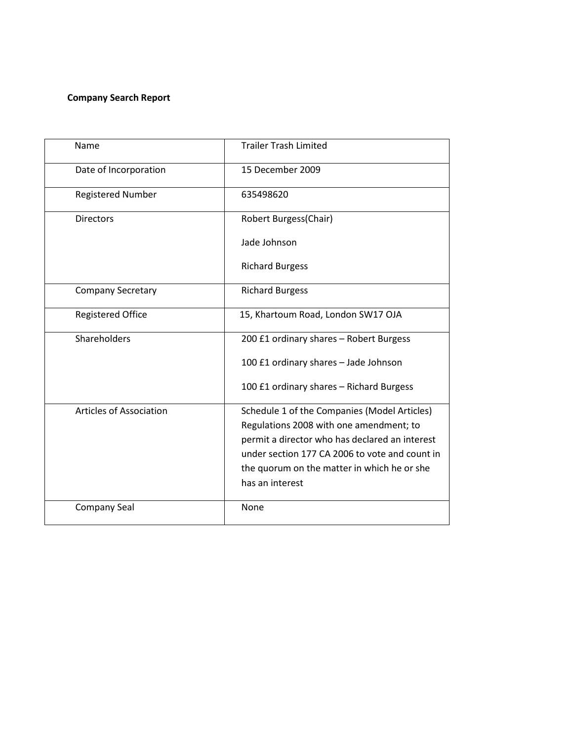**Company Search Report**

| | |
|---|---|
| Name | Trailer Trash Limited |
| Date of Incorporation | 15 December 2009 |
| Registered Number | 635498620 |
| Directors | Robert Burgess(Chair)<br><br>Jade Johnson<br><br>Richard Burgess |
| Company Secretary | Richard Burgess |
| Registered Office | 15, Khartoum Road, London SW17 OJA |
| Shareholders | 200 £1 ordinary shares – Robert Burgess<br><br>100 £1 ordinary shares – Jade Johnson<br><br>100 £1 ordinary shares – Richard Burgess |
| Articles of Association | Schedule 1 of the Companies (Model Articles) Regulations 2008 with one amendment; to permit a director who has declared an interest under section 177 CA 2006 to vote and count in the quorum on the matter in which he or she has an interest |
| Company Seal | None |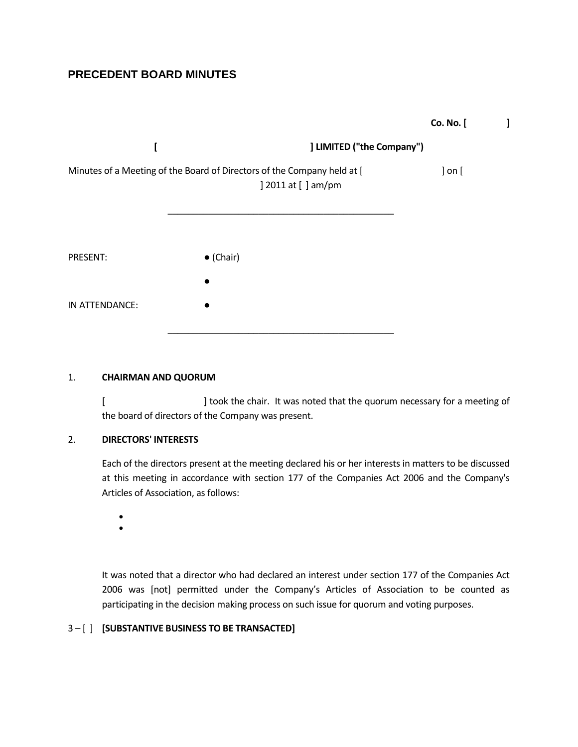# PRECEDENT BOARD MINUTES

**Co. No. [ ]**

**[ ] LIMITED ("the Company")**

Minutes of a Meeting of the Board of Directors of the Company held at [ ] on [ ] 2011 at [ ] am/pm

---

| | |
|---|---|
| PRESENT: | ● (Chair) |
| | ● |
| IN ATTENDANCE: | ● |

---

1. **CHAIRMAN AND QUORUM**

   [ ] took the chair. It was noted that the quorum necessary for a meeting of the board of directors of the Company was present.

2. **DIRECTORS' INTERESTS**

   Each of the directors present at the meeting declared his or her interests in matters to be discussed at this meeting in accordance with section 177 of the Companies Act 2006 and the Company's Articles of Association, as follows:

   -
   -

   It was noted that a director who had declared an interest under section 177 of the Companies Act 2006 was [not] permitted under the Company's Articles of Association to be counted as participating in the decision making process on such issue for quorum and voting purposes.

3 – [ ] **[SUBSTANTIVE BUSINESS TO BE TRANSACTED]**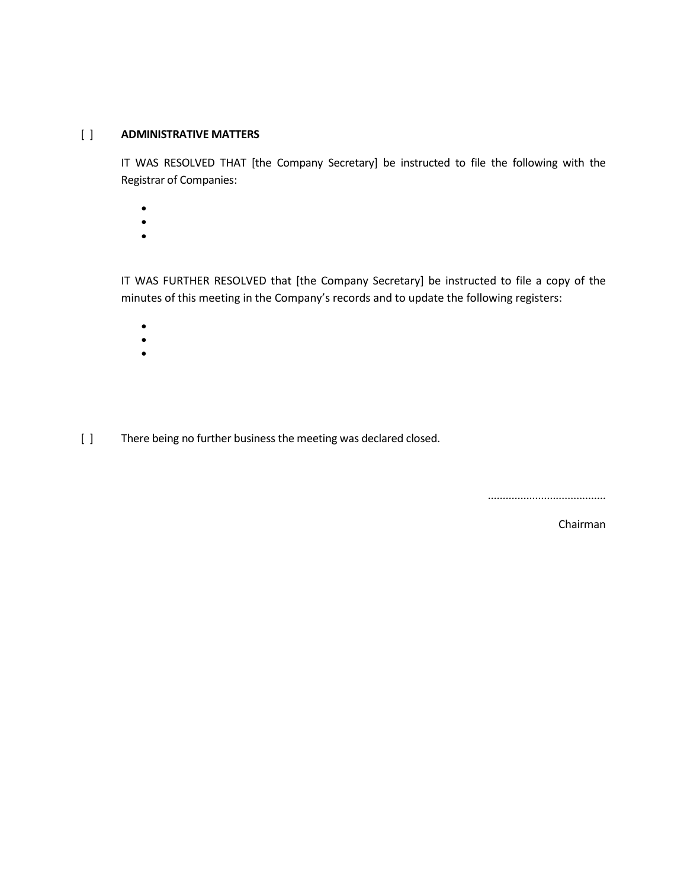[ ] **ADMINISTRATIVE MATTERS**

IT WAS RESOLVED THAT [the Company Secretary] be instructed to file the following with the Registrar of Companies:

- 
- 
- 

IT WAS FURTHER RESOLVED that [the Company Secretary] be instructed to file a copy of the minutes of this meeting in the Company's records and to update the following registers:

- 
- 
- 

[ ] There being no further business the meeting was declared closed.

........................................

Chairman